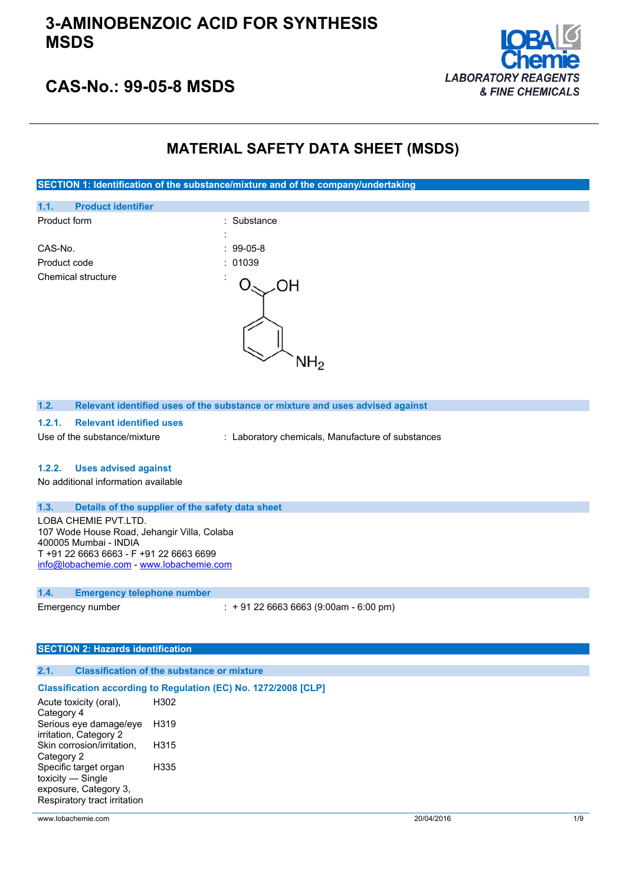# 3-AMINOBENZOIC ACID FOR SYNTHESIS MSDS

## CAS-No.: 99-05-8 MSDS

LOBA Chemie
LABORATORY REAGENTS & FINE CHEMICALS

# MATERIAL SAFETY DATA SHEET (MSDS)

## SECTION 1: Identification of the substance/mixture and of the company/undertaking

### 1.1. Product identifier

| | |
|---|---|
| Product form | : Substance |
| | : |
| CAS-No. | : 99-05-8 |
| Product code | : 01039 |
| Chemical structure | : |

### 1.2. Relevant identified uses of the substance or mixture and uses advised against

#### 1.2.1. Relevant identified uses

Use of the substance/mixture : Laboratory chemicals, Manufacture of substances

#### 1.2.2. Uses advised against

No additional information available

### 1.3. Details of the supplier of the safety data sheet

LOBA CHEMIE PVT.LTD.
107 Wode House Road, Jehangir Villa, Colaba
400005 Mumbai - INDIA
T +91 22 6663 6663 - F +91 22 6663 6699
info@lobachemie.com - www.lobachemie.com

### 1.4. Emergency telephone number

Emergency number : + 91 22 6663 6663 (9:00am - 6:00 pm)

## SECTION 2: Hazards identification

### 2.1. Classification of the substance or mixture

**Classification according to Regulation (EC) No. 1272/2008 [CLP]**

| | |
|---|---|
| Acute toxicity (oral), Category 4 | H302 |
| Serious eye damage/eye irritation, Category 2 | H319 |
| Skin corrosion/irritation, Category 2 | H315 |
| Specific target organ toxicity — Single exposure, Category 3, Respiratory tract irritation | H335 |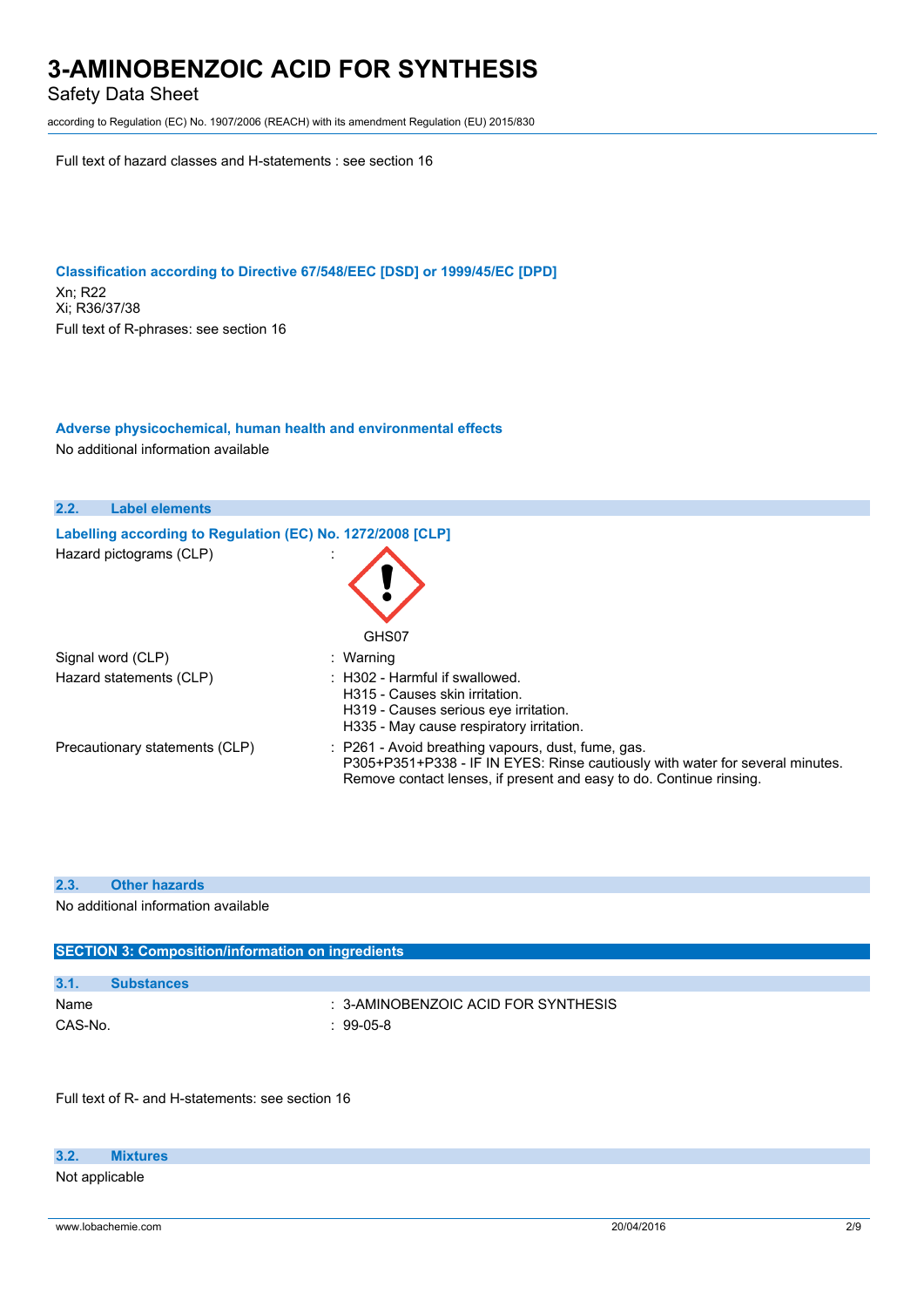Full text of hazard classes and H-statements : see section 16

### Classification according to Directive 67/548/EEC [DSD] or 1999/45/EC [DPD]

Xn; R22
Xi; R36/37/38
Full text of R-phrases: see section 16

### Adverse physicochemical, human health and environmental effects

No additional information available

## 2.2. Label elements

### Labelling according to Regulation (EC) No. 1272/2008 [CLP]

Hazard pictograms (CLP) :

GHS07

Signal word (CLP) : Warning

Hazard statements (CLP) : H302 - Harmful if swallowed.
H315 - Causes skin irritation.
H319 - Causes serious eye irritation.
H335 - May cause respiratory irritation.

Precautionary statements (CLP) : P261 - Avoid breathing vapours, dust, fume, gas.
P305+P351+P338 - IF IN EYES: Rinse cautiously with water for several minutes. Remove contact lenses, if present and easy to do. Continue rinsing.

## 2.3. Other hazards

No additional information available

# SECTION 3: Composition/information on ingredients

## 3.1. Substances

Name : 3-AMINOBENZOIC ACID FOR SYNTHESIS

CAS-No. : 99-05-8

Full text of R- and H-statements: see section 16

## 3.2. Mixtures

Not applicable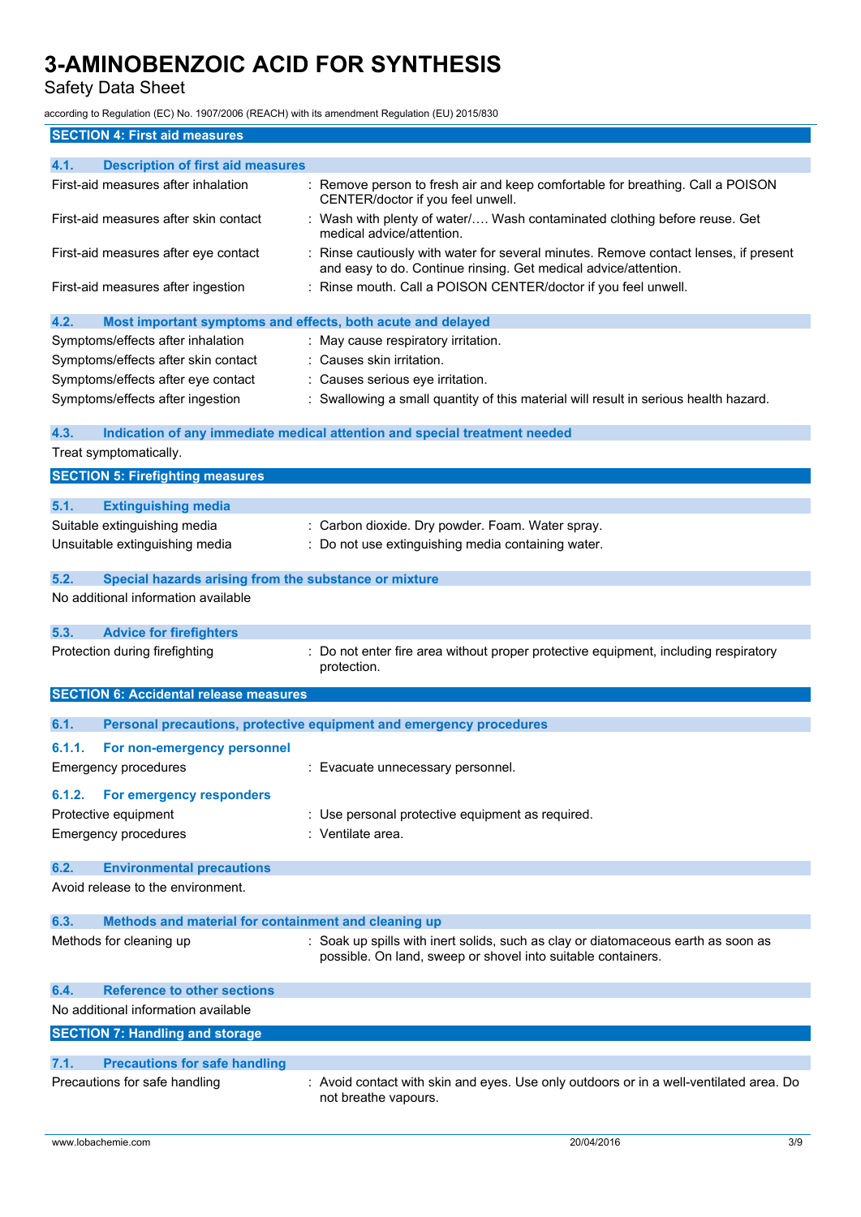## SECTION 4: First aid measures

### 4.1. Description of first aid measures

| | |
|---|---|
| First-aid measures after inhalation | : Remove person to fresh air and keep comfortable for breathing. Call a POISON CENTER/doctor if you feel unwell. |
| First-aid measures after skin contact | : Wash with plenty of water/…. Wash contaminated clothing before reuse. Get medical advice/attention. |
| First-aid measures after eye contact | : Rinse cautiously with water for several minutes. Remove contact lenses, if present and easy to do. Continue rinsing. Get medical advice/attention. |
| First-aid measures after ingestion | : Rinse mouth. Call a POISON CENTER/doctor if you feel unwell. |

### 4.2. Most important symptoms and effects, both acute and delayed

| | |
|---|---|
| Symptoms/effects after inhalation | : May cause respiratory irritation. |
| Symptoms/effects after skin contact | : Causes skin irritation. |
| Symptoms/effects after eye contact | : Causes serious eye irritation. |
| Symptoms/effects after ingestion | : Swallowing a small quantity of this material will result in serious health hazard. |

### 4.3. Indication of any immediate medical attention and special treatment needed

Treat symptomatically.

## SECTION 5: Firefighting measures

### 5.1. Extinguishing media

| | |
|---|---|
| Suitable extinguishing media | : Carbon dioxide. Dry powder. Foam. Water spray. |
| Unsuitable extinguishing media | : Do not use extinguishing media containing water. |

### 5.2. Special hazards arising from the substance or mixture

No additional information available

### 5.3. Advice for firefighters

| | |
|---|---|
| Protection during firefighting | : Do not enter fire area without proper protective equipment, including respiratory protection. |

## SECTION 6: Accidental release measures

### 6.1. Personal precautions, protective equipment and emergency procedures

#### 6.1.1. For non-emergency personnel

| | |
|---|---|
| Emergency procedures | : Evacuate unnecessary personnel. |

#### 6.1.2. For emergency responders

| | |
|---|---|
| Protective equipment | : Use personal protective equipment as required. |
| Emergency procedures | : Ventilate area. |

### 6.2. Environmental precautions

Avoid release to the environment.

### 6.3. Methods and material for containment and cleaning up

| | |
|---|---|
| Methods for cleaning up | : Soak up spills with inert solids, such as clay or diatomaceous earth as soon as possible. On land, sweep or shovel into suitable containers. |

### 6.4. Reference to other sections

No additional information available

## SECTION 7: Handling and storage

### 7.1. Precautions for safe handling

| | |
|---|---|
| Precautions for safe handling | : Avoid contact with skin and eyes. Use only outdoors or in a well-ventilated area. Do not breathe vapours. |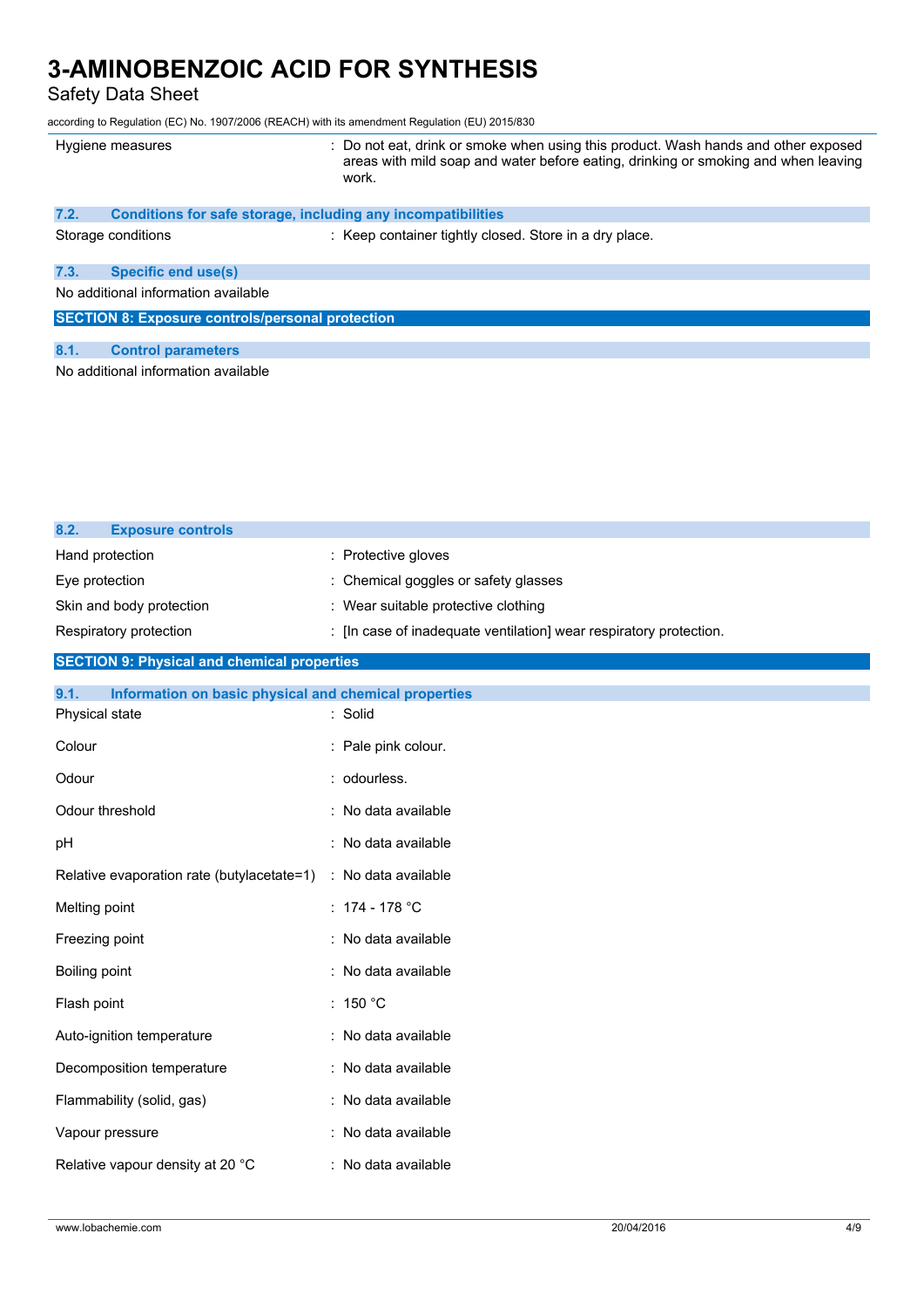| | |
|---|---|
| Hygiene measures | : Do not eat, drink or smoke when using this product. Wash hands and other exposed areas with mild soap and water before eating, drinking or smoking and when leaving work. |

### 7.2. Conditions for safe storage, including any incompatibilities

| | |
|---|---|
| Storage conditions | : Keep container tightly closed. Store in a dry place. |

### 7.3. Specific end use(s)

No additional information available

## SECTION 8: Exposure controls/personal protection

### 8.1. Control parameters

No additional information available

### 8.2. Exposure controls

| | |
|---|---|
| Hand protection | : Protective gloves |
| Eye protection | : Chemical goggles or safety glasses |
| Skin and body protection | : Wear suitable protective clothing |
| Respiratory protection | : [In case of inadequate ventilation] wear respiratory protection. |

## SECTION 9: Physical and chemical properties

### 9.1. Information on basic physical and chemical properties

| | |
|---|---|
| Physical state | : Solid |
| Colour | : Pale pink colour. |
| Odour | : odourless. |
| Odour threshold | : No data available |
| pH | : No data available |
| Relative evaporation rate (butylacetate=1) | : No data available |
| Melting point | : 174 - 178 °C |
| Freezing point | : No data available |
| Boiling point | : No data available |
| Flash point | : 150 °C |
| Auto-ignition temperature | : No data available |
| Decomposition temperature | : No data available |
| Flammability (solid, gas) | : No data available |
| Vapour pressure | : No data available |
| Relative vapour density at 20 °C | : No data available |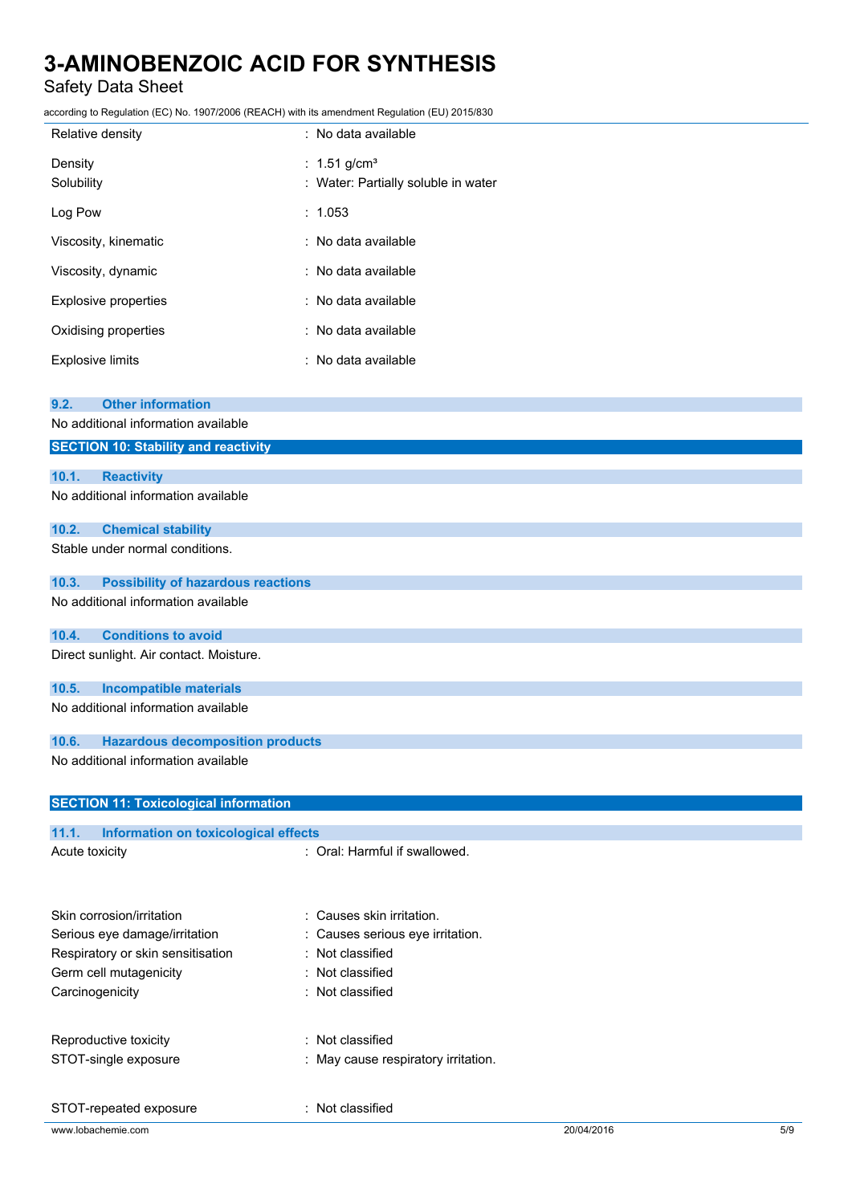| | |
|---|---|
| Relative density | : No data available |
| Density | : 1.51 g/cm³ |
| Solubility | : Water: Partially soluble in water |
| Log Pow | : 1.053 |
| Viscosity, kinematic | : No data available |
| Viscosity, dynamic | : No data available |
| Explosive properties | : No data available |
| Oxidising properties | : No data available |
| Explosive limits | : No data available |

### 9.2. Other information

No additional information available

## SECTION 10: Stability and reactivity

### 10.1. Reactivity

No additional information available

### 10.2. Chemical stability

Stable under normal conditions.

### 10.3. Possibility of hazardous reactions

No additional information available

### 10.4. Conditions to avoid

Direct sunlight. Air contact. Moisture.

### 10.5. Incompatible materials

No additional information available

### 10.6. Hazardous decomposition products

No additional information available

## SECTION 11: Toxicological information

### 11.1. Information on toxicological effects

| | |
|---|---|
| Acute toxicity | : Oral: Harmful if swallowed. |
| Skin corrosion/irritation | : Causes skin irritation. |
| Serious eye damage/irritation | : Causes serious eye irritation. |
| Respiratory or skin sensitisation | : Not classified |
| Germ cell mutagenicity | : Not classified |
| Carcinogenicity | : Not classified |
| Reproductive toxicity | : Not classified |
| STOT-single exposure | : May cause respiratory irritation. |
| STOT-repeated exposure | : Not classified |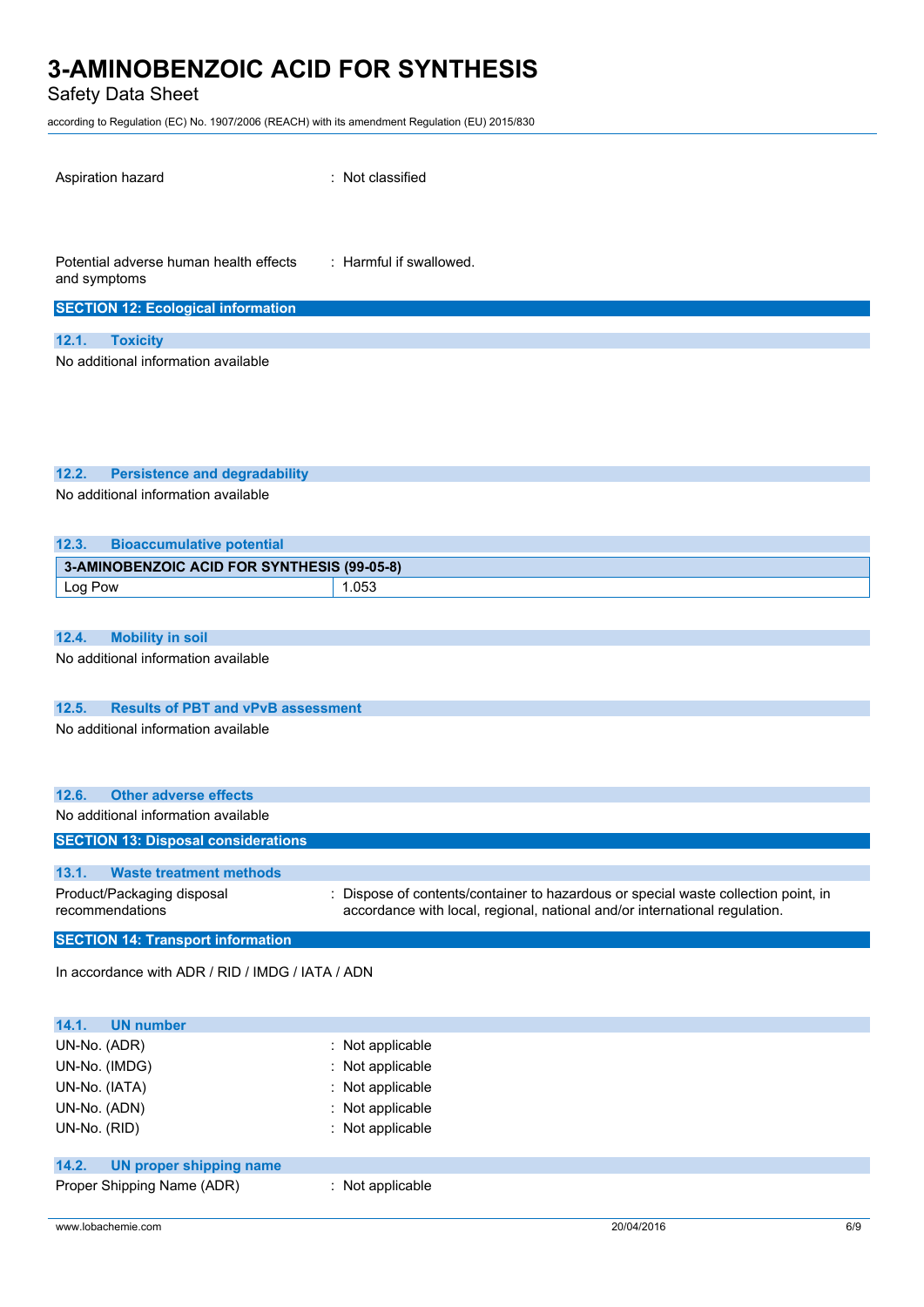Aspiration hazard : Not classified

Potential adverse human health effects and symptoms : Harmful if swallowed.

## SECTION 12: Ecological information

### 12.1. Toxicity

No additional information available

### 12.2. Persistence and degradability

No additional information available

### 12.3. Bioaccumulative potential

| 3-AMINOBENZOIC ACID FOR SYNTHESIS (99-05-8) | |
|---|---|
| Log Pow | 1.053 |

### 12.4. Mobility in soil

No additional information available

### 12.5. Results of PBT and vPvB assessment

No additional information available

### 12.6. Other adverse effects

No additional information available

## SECTION 13: Disposal considerations

### 13.1. Waste treatment methods

Product/Packaging disposal recommendations : Dispose of contents/container to hazardous or special waste collection point, in accordance with local, regional, national and/or international regulation.

## SECTION 14: Transport information

In accordance with ADR / RID / IMDG / IATA / ADN

### 14.1. UN number

UN-No. (ADR) : Not applicable
UN-No. (IMDG) : Not applicable
UN-No. (IATA) : Not applicable
UN-No. (ADN) : Not applicable
UN-No. (RID) : Not applicable

### 14.2. UN proper shipping name

Proper Shipping Name (ADR) : Not applicable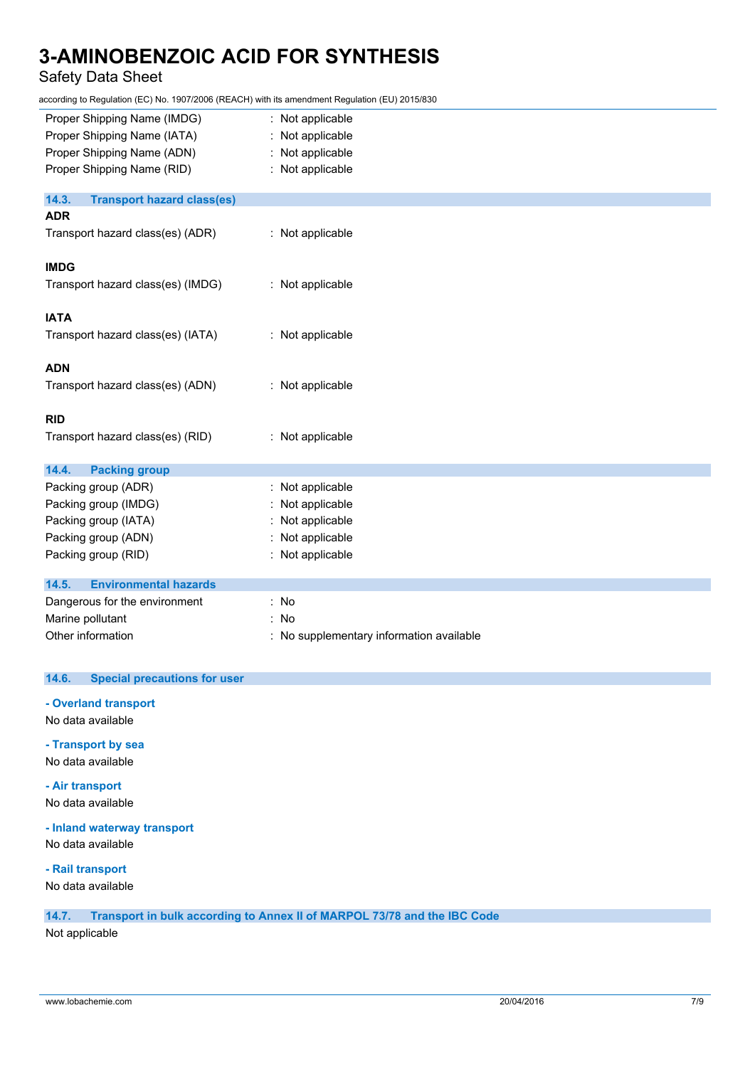Proper Shipping Name (IMDG) : Not applicable
Proper Shipping Name (IATA) : Not applicable
Proper Shipping Name (ADN) : Not applicable
Proper Shipping Name (RID) : Not applicable

### 14.3. Transport hazard class(es)

**ADR**

Transport hazard class(es) (ADR) : Not applicable

**IMDG**

Transport hazard class(es) (IMDG) : Not applicable

**IATA**

Transport hazard class(es) (IATA) : Not applicable

**ADN**

Transport hazard class(es) (ADN) : Not applicable

**RID**

Transport hazard class(es) (RID) : Not applicable

### 14.4. Packing group

Packing group (ADR) : Not applicable
Packing group (IMDG) : Not applicable
Packing group (IATA) : Not applicable
Packing group (ADN) : Not applicable
Packing group (RID) : Not applicable

### 14.5. Environmental hazards

Dangerous for the environment : No
Marine pollutant : No
Other information : No supplementary information available

### 14.6. Special precautions for user

**- Overland transport**

No data available

**- Transport by sea**

No data available

**- Air transport**

No data available

**- Inland waterway transport**

No data available

**- Rail transport**

No data available

### 14.7. Transport in bulk according to Annex II of MARPOL 73/78 and the IBC Code

Not applicable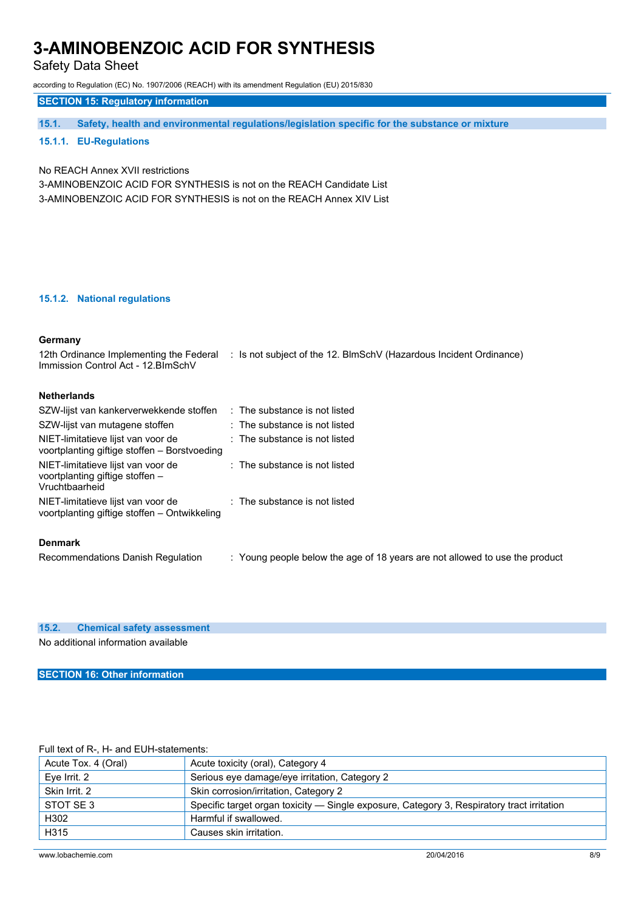## SECTION 15: Regulatory information

### 15.1. Safety, health and environmental regulations/legislation specific for the substance or mixture

#### 15.1.1. EU-Regulations

No REACH Annex XVII restrictions
3-AMINOBENZOIC ACID FOR SYNTHESIS is not on the REACH Candidate List
3-AMINOBENZOIC ACID FOR SYNTHESIS is not on the REACH Annex XIV List

#### 15.1.2. National regulations

**Germany**

| | |
|---|---|
| 12th Ordinance Implementing the Federal Immission Control Act - 12.BImSchV | : Is not subject of the 12. BlmSchV (Hazardous Incident Ordinance) |

**Netherlands**

| | |
|---|---|
| SZW-lijst van kankerverwekkende stoffen | : The substance is not listed |
| SZW-lijst van mutagene stoffen | : The substance is not listed |
| NIET-limitatieve lijst van voor de voortplanting giftige stoffen – Borstvoeding | : The substance is not listed |
| NIET-limitatieve lijst van voor de voortplanting giftige stoffen – Vruchtbaarheid | : The substance is not listed |
| NIET-limitatieve lijst van voor de voortplanting giftige stoffen – Ontwikkeling | : The substance is not listed |

**Denmark**

| | |
|---|---|
| Recommendations Danish Regulation | : Young people below the age of 18 years are not allowed to use the product |

### 15.2. Chemical safety assessment

No additional information available

## SECTION 16: Other information

Full text of R-, H- and EUH-statements:

| | |
|---|---|
| Acute Tox. 4 (Oral) | Acute toxicity (oral), Category 4 |
| Eye Irrit. 2 | Serious eye damage/eye irritation, Category 2 |
| Skin Irrit. 2 | Skin corrosion/irritation, Category 2 |
| STOT SE 3 | Specific target organ toxicity — Single exposure, Category 3, Respiratory tract irritation |
| H302 | Harmful if swallowed. |
| H315 | Causes skin irritation. |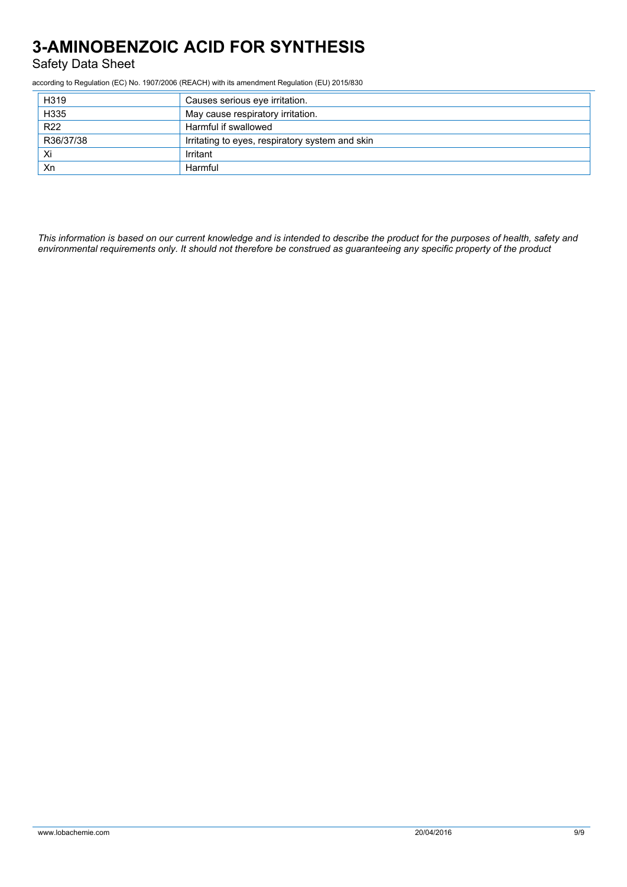| | |
|---|---|
| H319 | Causes serious eye irritation. |
| H335 | May cause respiratory irritation. |
| R22 | Harmful if swallowed |
| R36/37/38 | Irritating to eyes, respiratory system and skin |
| Xi | Irritant |
| Xn | Harmful |

*This information is based on our current knowledge and is intended to describe the product for the purposes of health, safety and environmental requirements only. It should not therefore be construed as guaranteeing any specific property of the product*